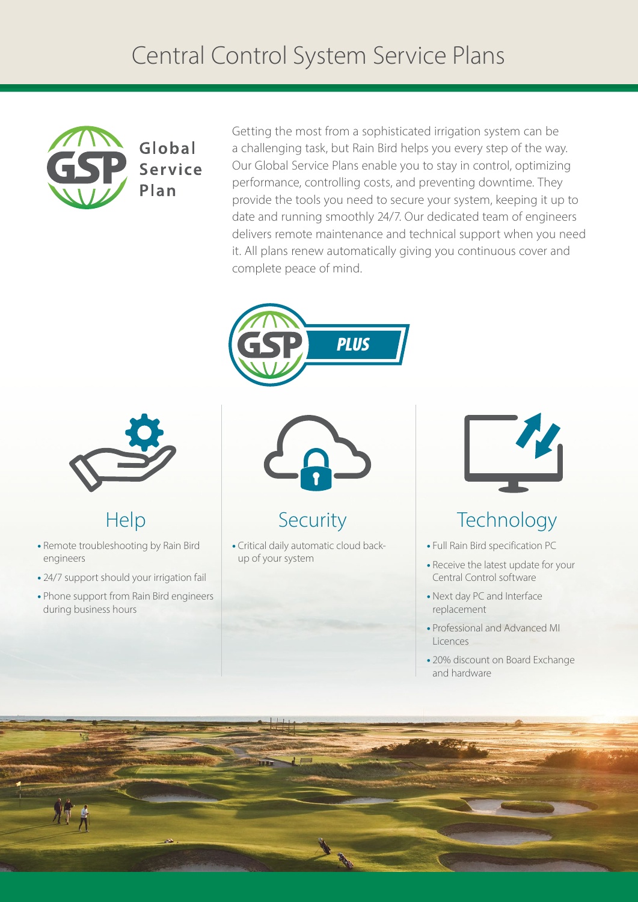# Central Control System Service Plans

**Global Service Plan**

Getting the most from a sophisticated irrigation system can be a challenging task, but Rain Bird helps you every step of the way. Our Global Service Plans enable you to stay in control, optimizing performance, controlling costs, and preventing downtime. They provide the tools you need to secure your system, keeping it up to date and running smoothly 24/7. Our dedicated team of engineers delivers remote maintenance and technical support when you need it. All plans renew automatically giving you continuous cover and complete peace of mind.

## GSP PLUS

### Help

- Remote troubleshooting by Rain Bird engineers
- 24/7 support should your irrigation fail
- Phone support from Rain Bird engineers during business hours

### Security

- Critical daily automatic cloud back-up of your system

### Technology

- Full Rain Bird specification PC
- Receive the latest update for your Central Control software
- Next day PC and Interface replacement
- Professional and Advanced MI Licences
- 20% discount on Board Exchange and hardware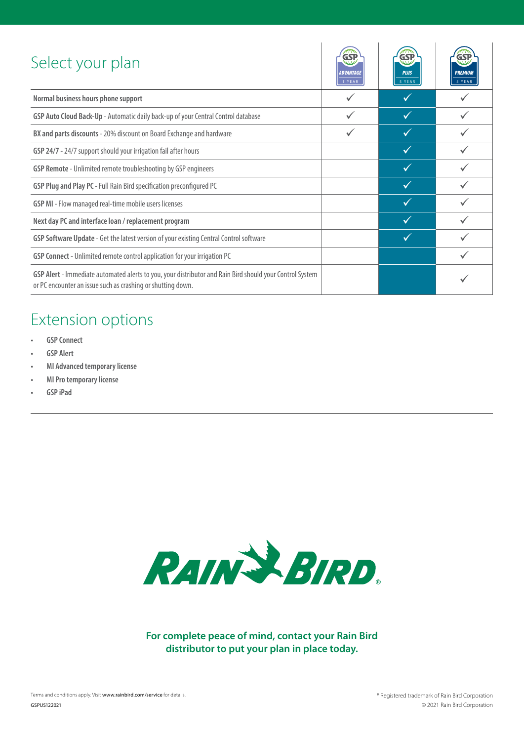## Select your plan

| | GSP ADVANTAGE 1 YEAR | GSP PLUS 5 YEAR | GSP PREMIUM 5 YEAR |
|---|---|---|---|
| **Normal business hours phone support** | ✓ | ✓ | ✓ |
| **GSP Auto Cloud Back-Up** - Automatic daily back-up of your Central Control database | ✓ | ✓ | ✓ |
| **BX and parts discounts** - 20% discount on Board Exchange and hardware | ✓ | ✓ | ✓ |
| **GSP 24/7** - 24/7 support should your irrigation fail after hours | | ✓ | ✓ |
| **GSP Remote** - Unlimited remote troubleshooting by GSP engineers | | ✓ | ✓ |
| **GSP Plug and Play PC** - Full Rain Bird specification preconfigured PC | | ✓ | ✓ |
| **GSP MI** - Flow managed real-time mobile users licenses | | ✓ | ✓ |
| **Next day PC and interface loan / replacement program** | | ✓ | ✓ |
| **GSP Software Update** - Get the latest version of your existing Central Control software | | ✓ | ✓ |
| **GSP Connect** - Unlimited remote control application for your irrigation PC | | | ✓ |
| **GSP Alert** - Immediate automated alerts to you, your distributor and Rain Bird should your Control System or PC encounter an issue such as crashing or shutting down. | | | ✓ |

## Extension options

- **GSP Connect**
- **GSP Alert**
- **MI Advanced temporary license**
- **MI Pro temporary license**
- **GSP iPad**

RAIN BIRD®

**For complete peace of mind, contact your Rain Bird distributor to put your plan in place today.**

Terms and conditions apply. Visit **www.rainbird.com/service** for details.

GSPUS122021

® Registered trademark of Rain Bird Corporation

© 2021 Rain Bird Corporation